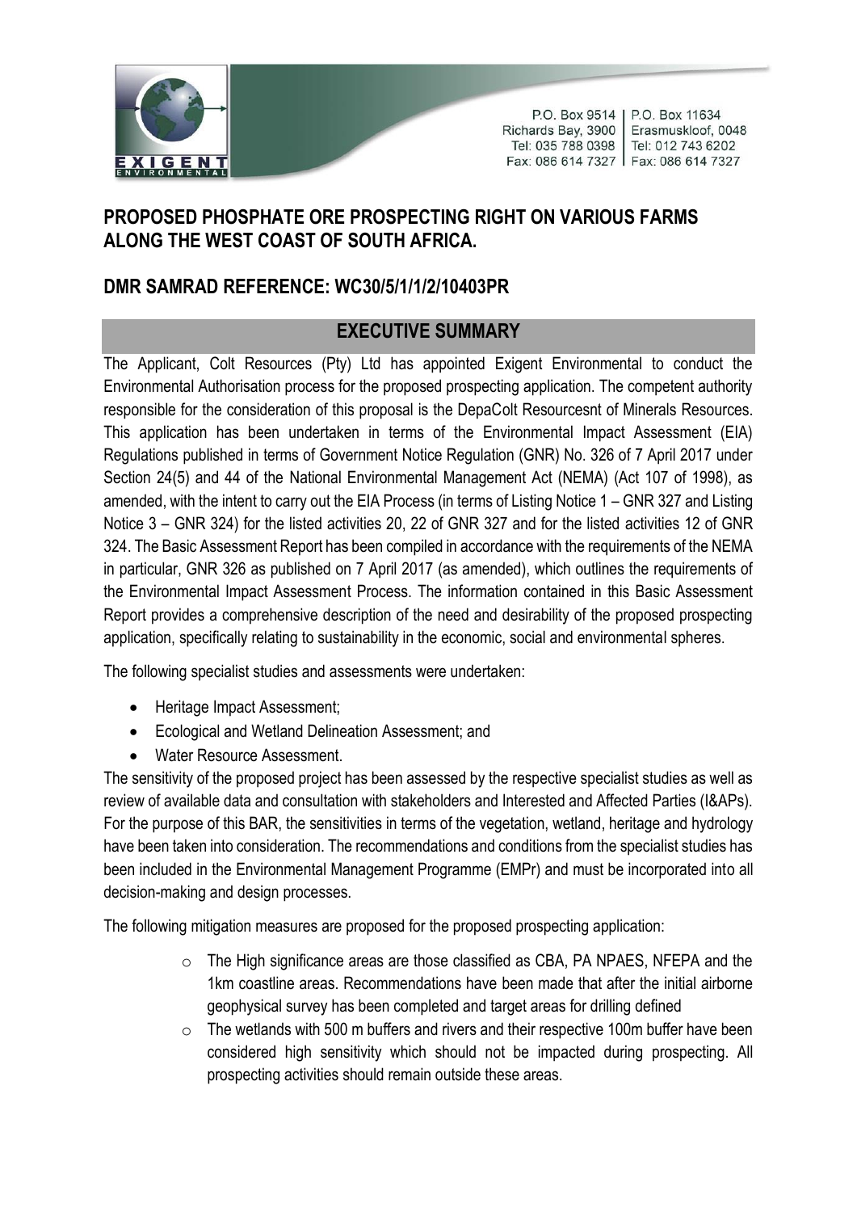P.O. Box 9514 | P.O. Box 11634
Richards Bay, 3900 | Erasmuskloof, 0048
Tel: 035 788 0398 | Tel: 012 743 6202
Fax: 086 614 7327 | Fax: 086 614 7327

## PROPOSED PHOSPHATE ORE PROSPECTING RIGHT ON VARIOUS FARMS ALONG THE WEST COAST OF SOUTH AFRICA.

## DMR SAMRAD REFERENCE: WC30/5/1/1/2/10403PR

## EXECUTIVE SUMMARY

The Applicant, Colt Resources (Pty) Ltd has appointed Exigent Environmental to conduct the Environmental Authorisation process for the proposed prospecting application. The competent authority responsible for the consideration of this proposal is the DepaColt Resourcesnt of Minerals Resources. This application has been undertaken in terms of the Environmental Impact Assessment (EIA) Regulations published in terms of Government Notice Regulation (GNR) No. 326 of 7 April 2017 under Section 24(5) and 44 of the National Environmental Management Act (NEMA) (Act 107 of 1998), as amended, with the intent to carry out the EIA Process (in terms of Listing Notice 1 – GNR 327 and Listing Notice 3 – GNR 324) for the listed activities 20, 22 of GNR 327 and for the listed activities 12 of GNR 324. The Basic Assessment Report has been compiled in accordance with the requirements of the NEMA in particular, GNR 326 as published on 7 April 2017 (as amended), which outlines the requirements of the Environmental Impact Assessment Process. The information contained in this Basic Assessment Report provides a comprehensive description of the need and desirability of the proposed prospecting application, specifically relating to sustainability in the economic, social and environmental spheres.

The following specialist studies and assessments were undertaken:

- Heritage Impact Assessment;
- Ecological and Wetland Delineation Assessment; and
- Water Resource Assessment.

The sensitivity of the proposed project has been assessed by the respective specialist studies as well as review of available data and consultation with stakeholders and Interested and Affected Parties (I&APs). For the purpose of this BAR, the sensitivities in terms of the vegetation, wetland, heritage and hydrology have been taken into consideration. The recommendations and conditions from the specialist studies has been included in the Environmental Management Programme (EMPr) and must be incorporated into all decision-making and design processes.

The following mitigation measures are proposed for the proposed prospecting application:

- The High significance areas are those classified as CBA, PA NPAES, NFEPA and the 1km coastline areas. Recommendations have been made that after the initial airborne geophysical survey has been completed and target areas for drilling defined
- The wetlands with 500 m buffers and rivers and their respective 100m buffer have been considered high sensitivity which should not be impacted during prospecting. All prospecting activities should remain outside these areas.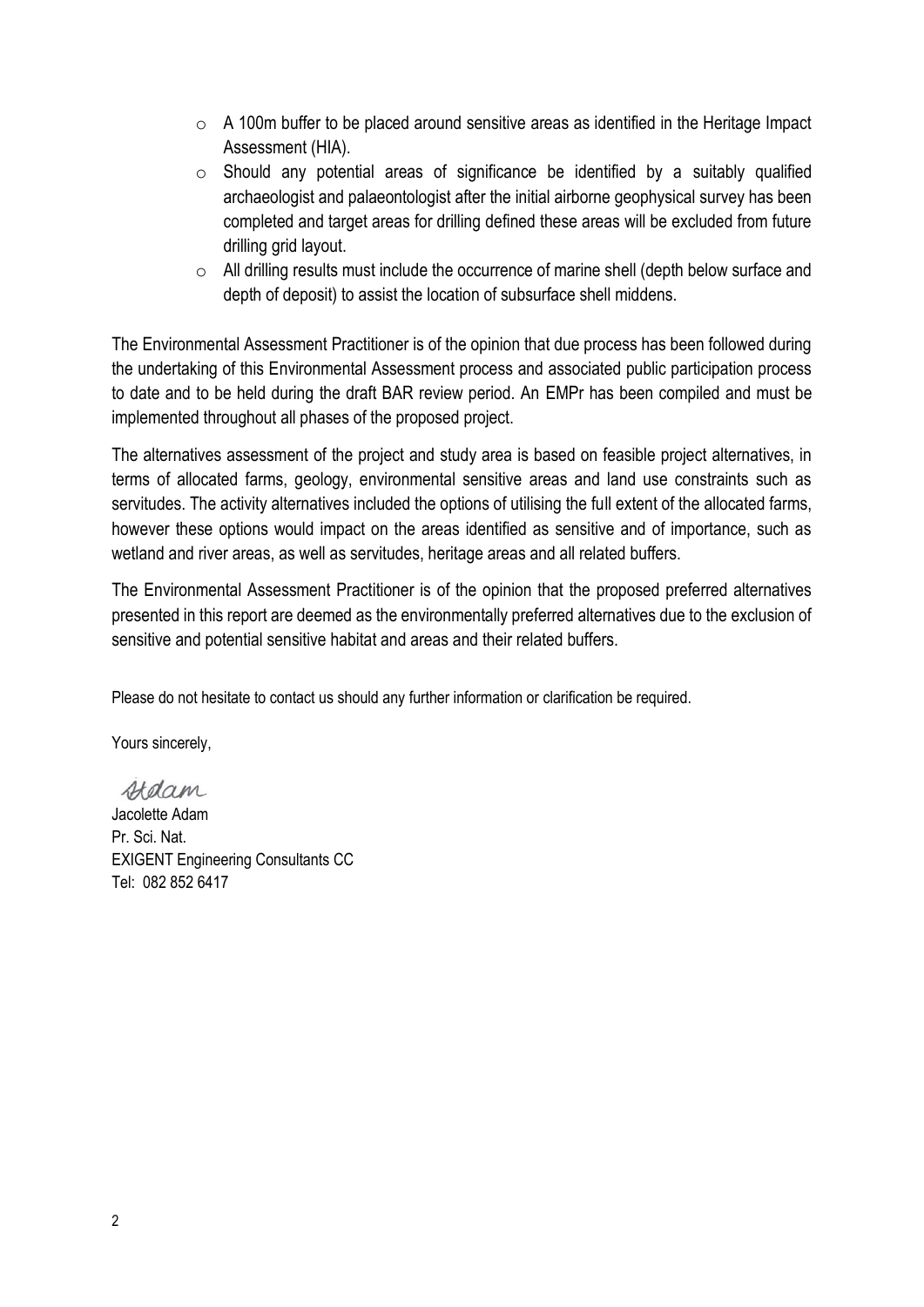- A 100m buffer to be placed around sensitive areas as identified in the Heritage Impact Assessment (HIA).
- Should any potential areas of significance be identified by a suitably qualified archaeologist and palaeontologist after the initial airborne geophysical survey has been completed and target areas for drilling defined these areas will be excluded from future drilling grid layout.
- All drilling results must include the occurrence of marine shell (depth below surface and depth of deposit) to assist the location of subsurface shell middens.

The Environmental Assessment Practitioner is of the opinion that due process has been followed during the undertaking of this Environmental Assessment process and associated public participation process to date and to be held during the draft BAR review period. An EMPr has been compiled and must be implemented throughout all phases of the proposed project.

The alternatives assessment of the project and study area is based on feasible project alternatives, in terms of allocated farms, geology, environmental sensitive areas and land use constraints such as servitudes. The activity alternatives included the options of utilising the full extent of the allocated farms, however these options would impact on the areas identified as sensitive and of importance, such as wetland and river areas, as well as servitudes, heritage areas and all related buffers.

The Environmental Assessment Practitioner is of the opinion that the proposed preferred alternatives presented in this report are deemed as the environmentally preferred alternatives due to the exclusion of sensitive and potential sensitive habitat and areas and their related buffers.

Please do not hesitate to contact us should any further information or clarification be required.

Yours sincerely,

Jacolette Adam
Pr. Sci. Nat.
EXIGENT Engineering Consultants CC
Tel: 082 852 6417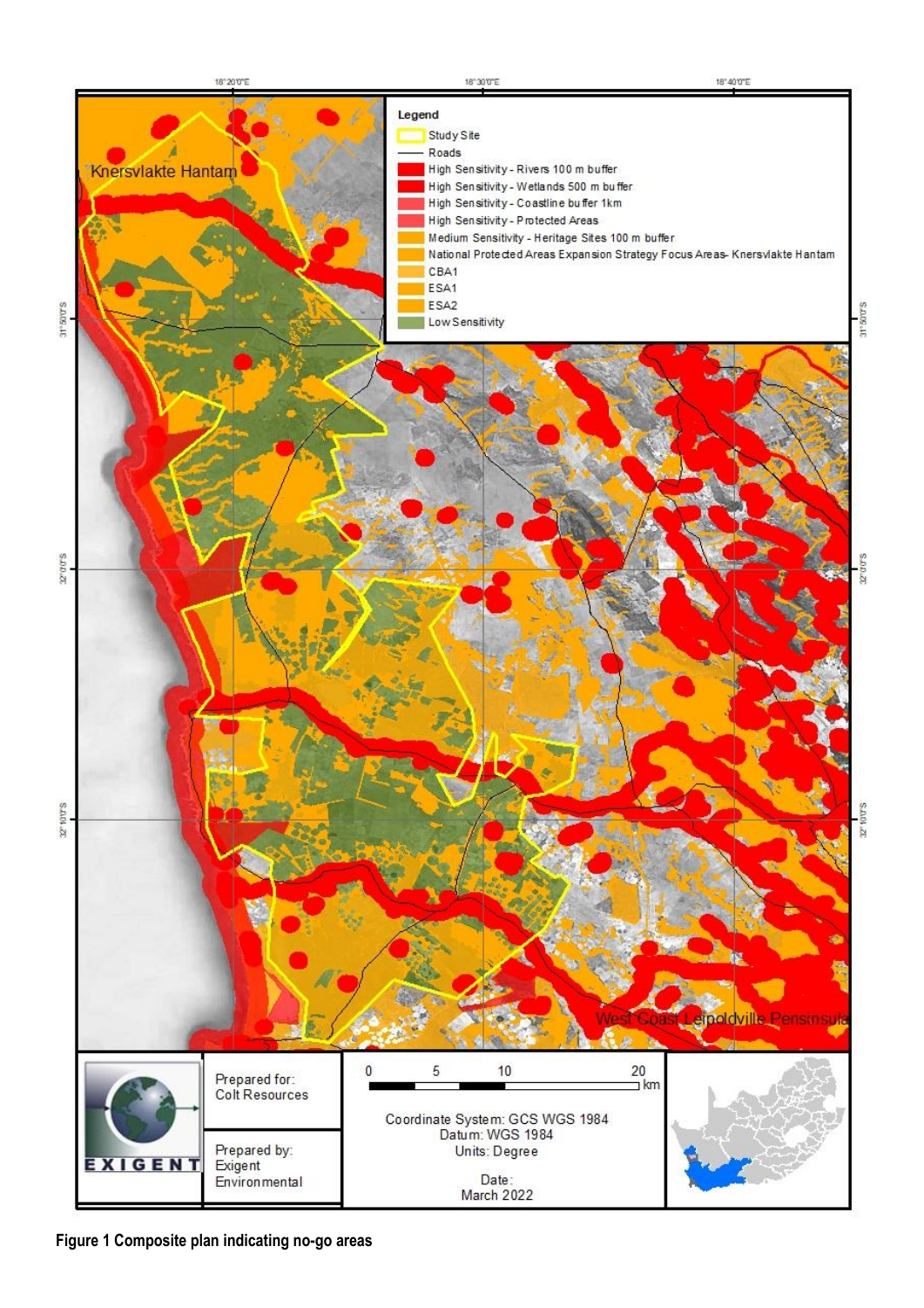18°20'0"E

18°30'0"E

18°40'0"E

31°50'0"S

32°0'0"S

32°10'0"S

Knersvlakte Hantam

West Coast Leipoldville Peninsula

Legend

Study Site

Roads

High Sensitivity - Rivers 100 m buffer

High Sensitivity - Wetlands 500 m buffer

High Sensitivity - Coastline buffer 1km

High Sensitivity - Protected Areas

Medium Sensitivity - Heritage Sites 100 m buffer

National Protected Areas Expansion Strategy Focus Areas- Knersvlakte Hantam

CBA1

ESA1

ESA2

Low Sensitivity

0 5 10 20 km

Prepared for: Colt Resources

Prepared by: Exigent Environmental

EXIGENT

Coordinate System: GCS WGS 1984

Datum: WGS 1984

Units: Degree

Date: March 2022

**Figure 1 Composite plan indicating no-go areas**